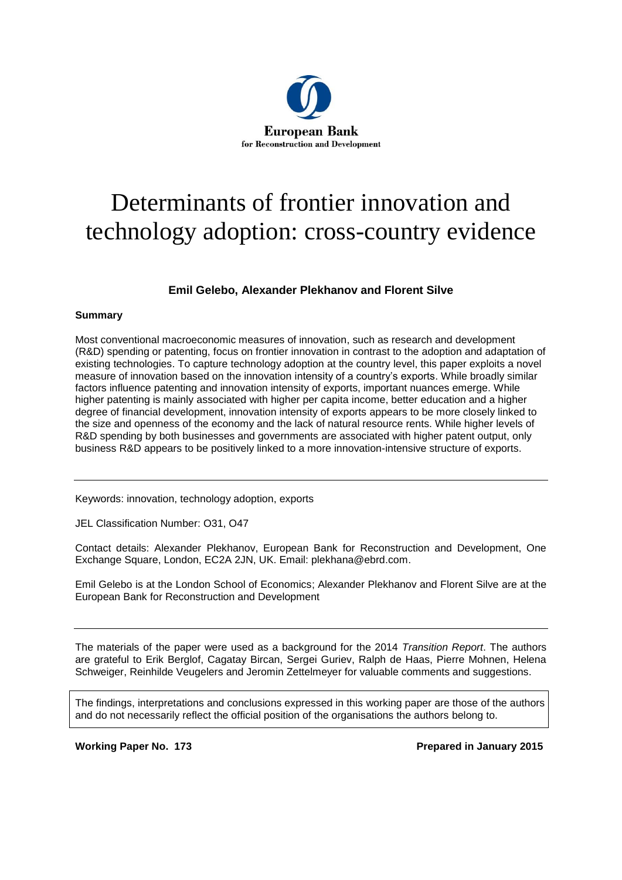European Bank
for Reconstruction and Development

# Determinants of frontier innovation and technology adoption: cross-country evidence

**Emil Gelebo, Alexander Plekhanov and Florent Silve**

**Summary**

Most conventional macroeconomic measures of innovation, such as research and development (R&D) spending or patenting, focus on frontier innovation in contrast to the adoption and adaptation of existing technologies. To capture technology adoption at the country level, this paper exploits a novel measure of innovation based on the innovation intensity of a country's exports. While broadly similar factors influence patenting and innovation intensity of exports, important nuances emerge. While higher patenting is mainly associated with higher per capita income, better education and a higher degree of financial development, innovation intensity of exports appears to be more closely linked to the size and openness of the economy and the lack of natural resource rents. While higher levels of R&D spending by both businesses and governments are associated with higher patent output, only business R&D appears to be positively linked to a more innovation-intensive structure of exports.

---

Keywords: innovation, technology adoption, exports

JEL Classification Number: O31, O47

Contact details: Alexander Plekhanov, European Bank for Reconstruction and Development, One Exchange Square, London, EC2A 2JN, UK. Email: plekhana@ebrd.com.

Emil Gelebo is at the London School of Economics; Alexander Plekhanov and Florent Silve are at the European Bank for Reconstruction and Development

---

The materials of the paper were used as a background for the 2014 *Transition Report*. The authors are grateful to Erik Berglof, Cagatay Bircan, Sergei Guriev, Ralph de Haas, Pierre Mohnen, Helena Schweiger, Reinhilde Veugelers and Jeromin Zettelmeyer for valuable comments and suggestions.

The findings, interpretations and conclusions expressed in this working paper are those of the authors and do not necessarily reflect the official position of the organisations the authors belong to.

**Working Paper No. 173** **Prepared in January 2015**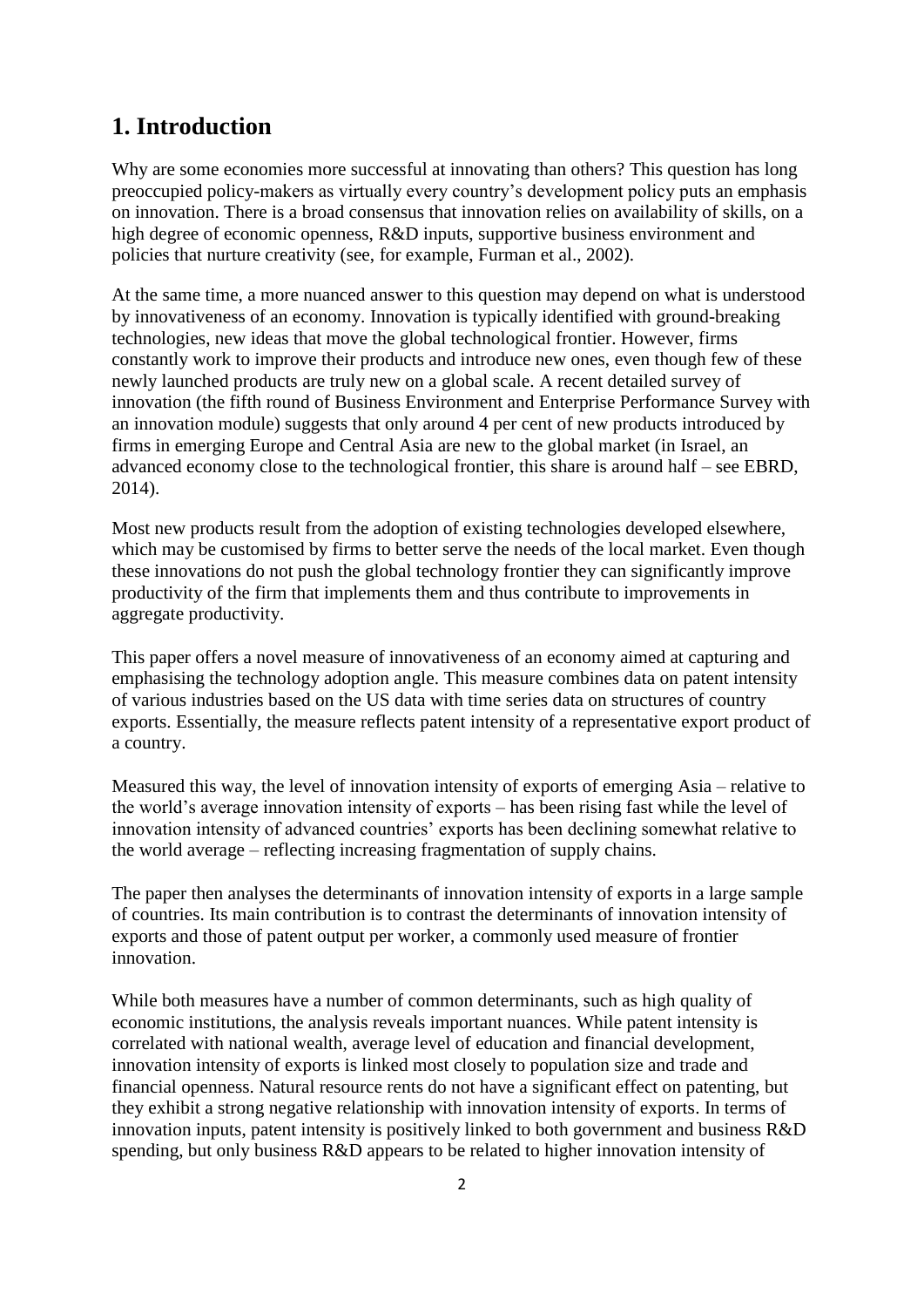# 1. Introduction

Why are some economies more successful at innovating than others? This question has long preoccupied policy-makers as virtually every country's development policy puts an emphasis on innovation. There is a broad consensus that innovation relies on availability of skills, on a high degree of economic openness, R&D inputs, supportive business environment and policies that nurture creativity (see, for example, Furman et al., 2002).

At the same time, a more nuanced answer to this question may depend on what is understood by innovativeness of an economy. Innovation is typically identified with ground-breaking technologies, new ideas that move the global technological frontier. However, firms constantly work to improve their products and introduce new ones, even though few of these newly launched products are truly new on a global scale. A recent detailed survey of innovation (the fifth round of Business Environment and Enterprise Performance Survey with an innovation module) suggests that only around 4 per cent of new products introduced by firms in emerging Europe and Central Asia are new to the global market (in Israel, an advanced economy close to the technological frontier, this share is around half – see EBRD, 2014).

Most new products result from the adoption of existing technologies developed elsewhere, which may be customised by firms to better serve the needs of the local market. Even though these innovations do not push the global technology frontier they can significantly improve productivity of the firm that implements them and thus contribute to improvements in aggregate productivity.

This paper offers a novel measure of innovativeness of an economy aimed at capturing and emphasising the technology adoption angle. This measure combines data on patent intensity of various industries based on the US data with time series data on structures of country exports. Essentially, the measure reflects patent intensity of a representative export product of a country.

Measured this way, the level of innovation intensity of exports of emerging Asia – relative to the world's average innovation intensity of exports – has been rising fast while the level of innovation intensity of advanced countries' exports has been declining somewhat relative to the world average – reflecting increasing fragmentation of supply chains.

The paper then analyses the determinants of innovation intensity of exports in a large sample of countries. Its main contribution is to contrast the determinants of innovation intensity of exports and those of patent output per worker, a commonly used measure of frontier innovation.

While both measures have a number of common determinants, such as high quality of economic institutions, the analysis reveals important nuances. While patent intensity is correlated with national wealth, average level of education and financial development, innovation intensity of exports is linked most closely to population size and trade and financial openness. Natural resource rents do not have a significant effect on patenting, but they exhibit a strong negative relationship with innovation intensity of exports. In terms of innovation inputs, patent intensity is positively linked to both government and business R&D spending, but only business R&D appears to be related to higher innovation intensity of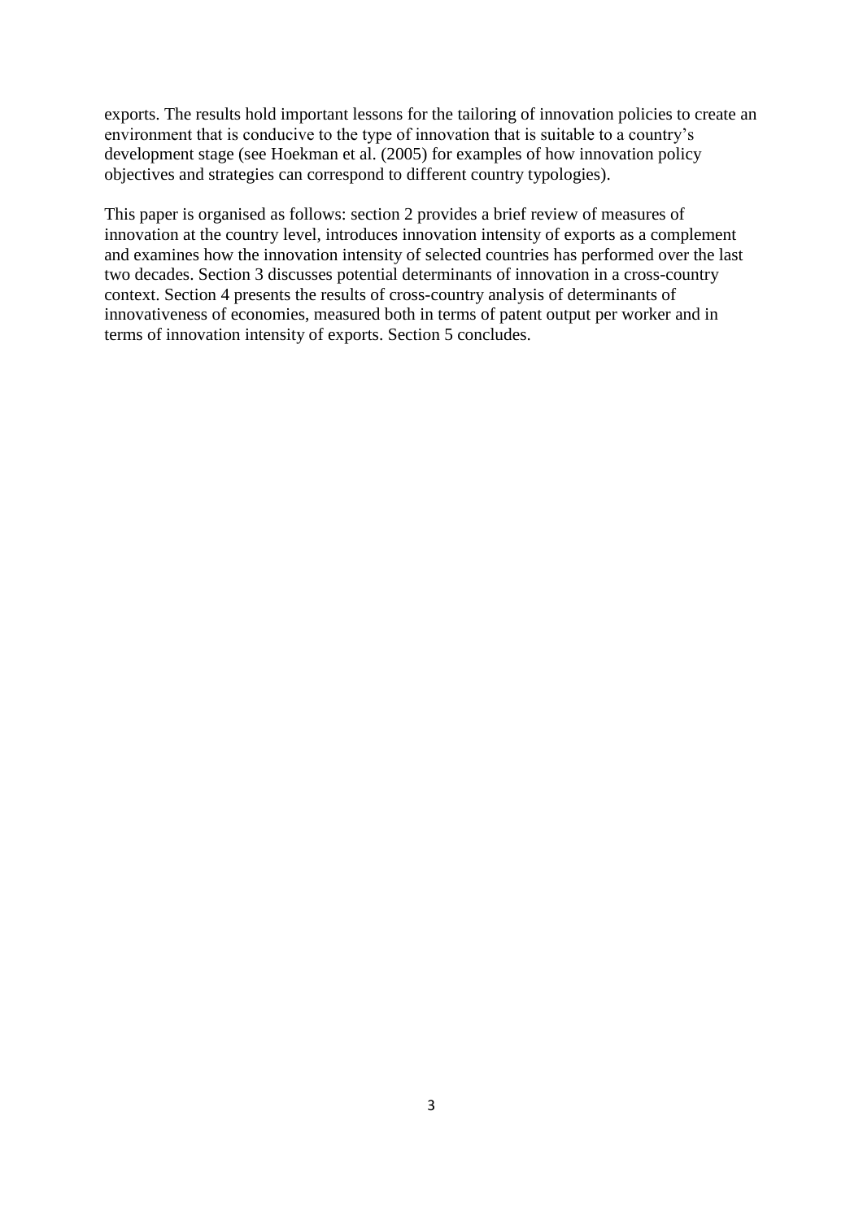exports. The results hold important lessons for the tailoring of innovation policies to create an environment that is conducive to the type of innovation that is suitable to a country's development stage (see Hoekman et al. (2005) for examples of how innovation policy objectives and strategies can correspond to different country typologies).

This paper is organised as follows: section 2 provides a brief review of measures of innovation at the country level, introduces innovation intensity of exports as a complement and examines how the innovation intensity of selected countries has performed over the last two decades. Section 3 discusses potential determinants of innovation in a cross-country context. Section 4 presents the results of cross-country analysis of determinants of innovativeness of economies, measured both in terms of patent output per worker and in terms of innovation intensity of exports. Section 5 concludes.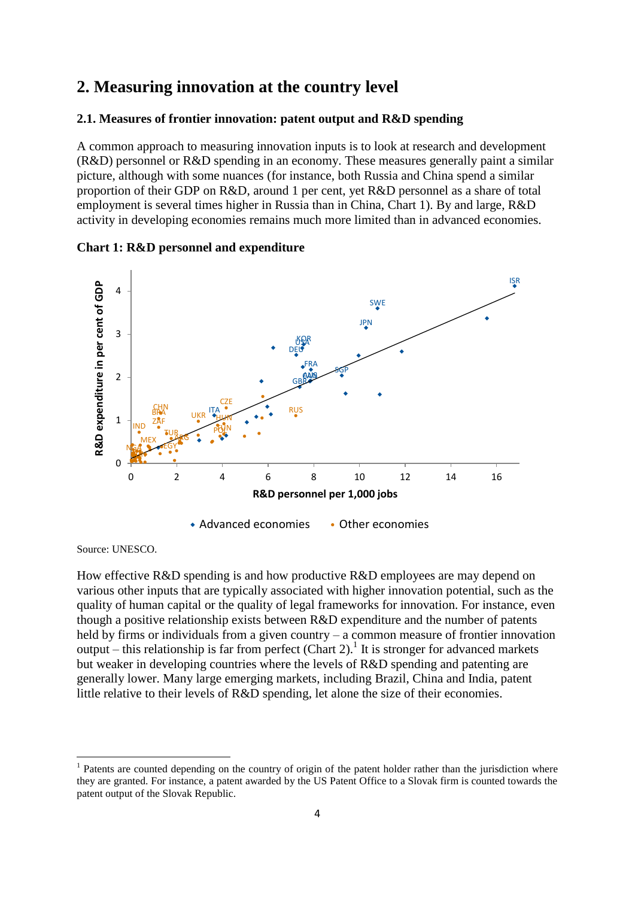## 2. Measuring innovation at the country level

### 2.1. Measures of frontier innovation: patent output and R&D spending

A common approach to measuring innovation inputs is to look at research and development (R&D) personnel or R&D spending in an economy. These measures generally paint a similar picture, although with some nuances (for instance, both Russia and China spend a similar proportion of their GDP on R&D, around 1 per cent, yet R&D personnel as a share of total employment is several times higher in Russia than in China, Chart 1). By and large, R&D activity in developing economies remains much more limited than in advanced economies.

**Chart 1: R&D personnel and expenditure**

Source: UNESCO.

How effective R&D spending is and how productive R&D employees are may depend on various other inputs that are typically associated with higher innovation potential, such as the quality of human capital or the quality of legal frameworks for innovation. For instance, even though a positive relationship exists between R&D expenditure and the number of patents held by firms or individuals from a given country – a common measure of frontier innovation output – this relationship is far from perfect (Chart 2).[1] It is stronger for advanced markets but weaker in developing countries where the levels of R&D spending and patenting are generally lower. Many large emerging markets, including Brazil, China and India, patent little relative to their levels of R&D spending, let alone the size of their economies.

[1] Patents are counted depending on the country of origin of the patent holder rather than the jurisdiction where they are granted. For instance, a patent awarded by the US Patent Office to a Slovak firm is counted towards the patent output of the Slovak Republic.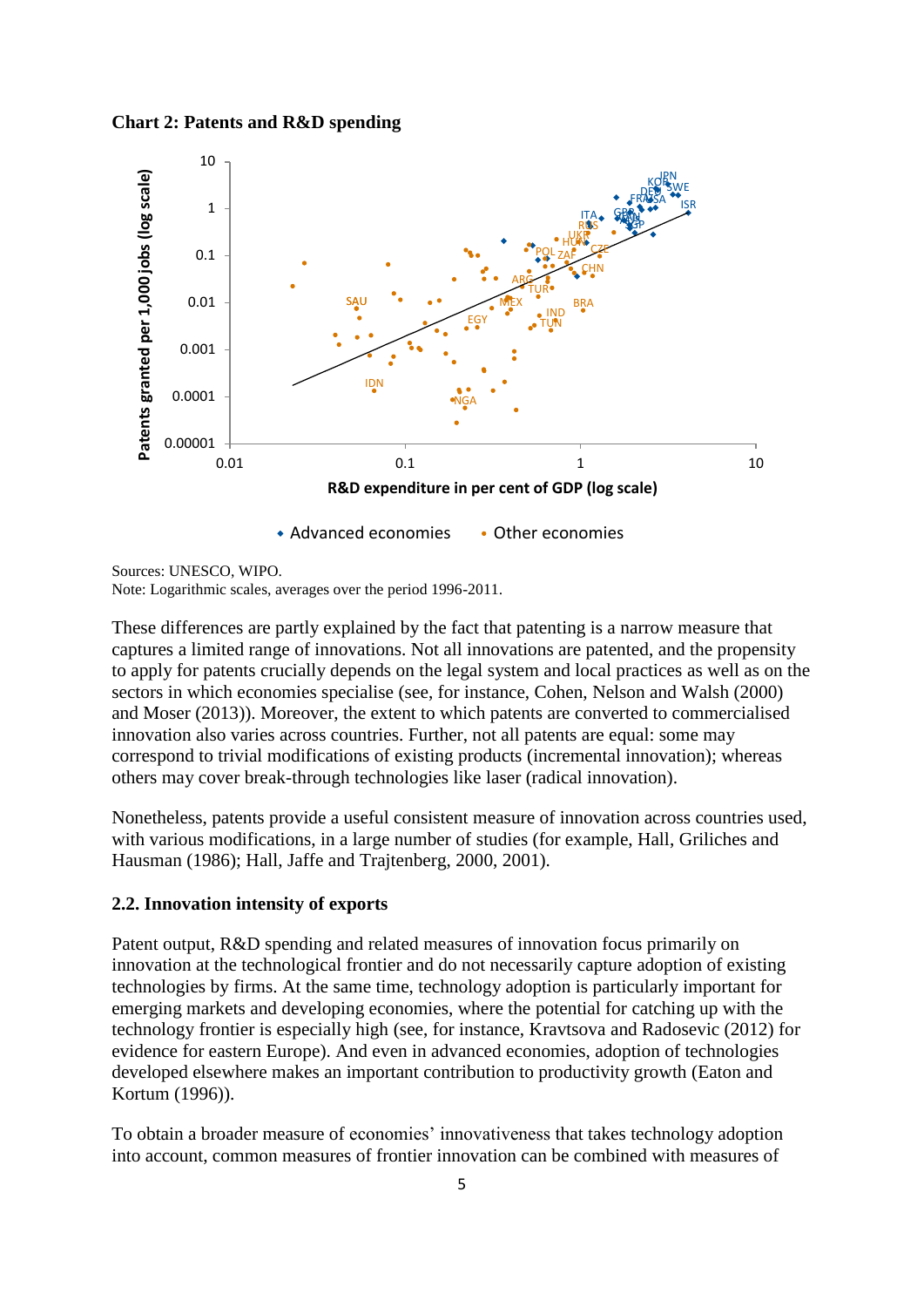**Chart 2: Patents and R&D spending**

Sources: UNESCO, WIPO.
Note: Logarithmic scales, averages over the period 1996-2011.

These differences are partly explained by the fact that patenting is a narrow measure that captures a limited range of innovations. Not all innovations are patented, and the propensity to apply for patents crucially depends on the legal system and local practices as well as on the sectors in which economies specialise (see, for instance, Cohen, Nelson and Walsh (2000) and Moser (2013)). Moreover, the extent to which patents are converted to commercialised innovation also varies across countries. Further, not all patents are equal: some may correspond to trivial modifications of existing products (incremental innovation); whereas others may cover break-through technologies like laser (radical innovation).

Nonetheless, patents provide a useful consistent measure of innovation across countries used, with various modifications, in a large number of studies (for example, Hall, Griliches and Hausman (1986); Hall, Jaffe and Trajtenberg, 2000, 2001).

### 2.2. Innovation intensity of exports

Patent output, R&D spending and related measures of innovation focus primarily on innovation at the technological frontier and do not necessarily capture adoption of existing technologies by firms. At the same time, technology adoption is particularly important for emerging markets and developing economies, where the potential for catching up with the technology frontier is especially high (see, for instance, Kravtsova and Radosevic (2012) for evidence for eastern Europe). And even in advanced economies, adoption of technologies developed elsewhere makes an important contribution to productivity growth (Eaton and Kortum (1996)).

To obtain a broader measure of economies' innovativeness that takes technology adoption into account, common measures of frontier innovation can be combined with measures of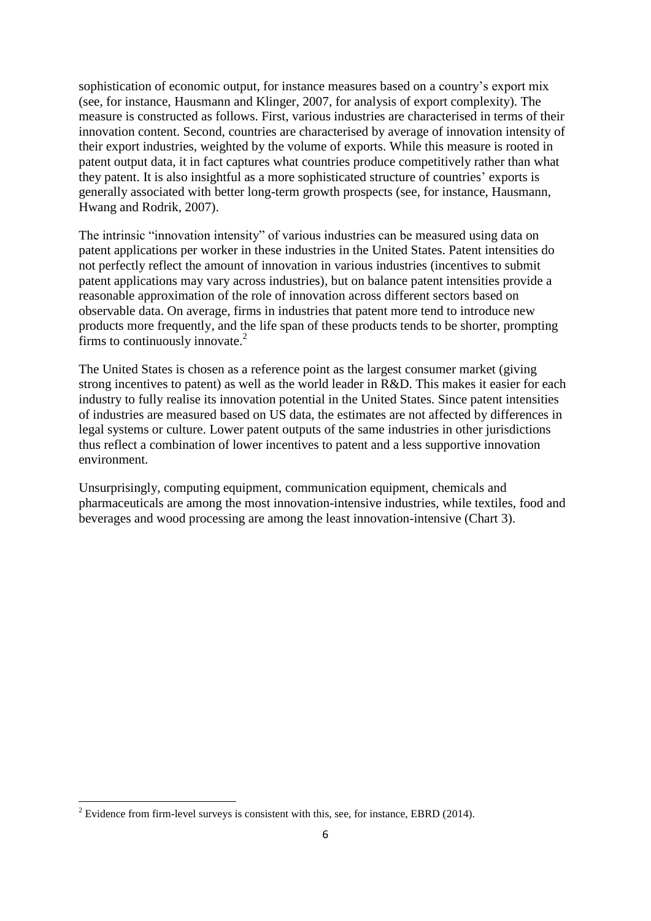sophistication of economic output, for instance measures based on a country's export mix (see, for instance, Hausmann and Klinger, 2007, for analysis of export complexity). The measure is constructed as follows. First, various industries are characterised in terms of their innovation content. Second, countries are characterised by average of innovation intensity of their export industries, weighted by the volume of exports. While this measure is rooted in patent output data, it in fact captures what countries produce competitively rather than what they patent. It is also insightful as a more sophisticated structure of countries' exports is generally associated with better long-term growth prospects (see, for instance, Hausmann, Hwang and Rodrik, 2007).

The intrinsic "innovation intensity" of various industries can be measured using data on patent applications per worker in these industries in the United States. Patent intensities do not perfectly reflect the amount of innovation in various industries (incentives to submit patent applications may vary across industries), but on balance patent intensities provide a reasonable approximation of the role of innovation across different sectors based on observable data. On average, firms in industries that patent more tend to introduce new products more frequently, and the life span of these products tends to be shorter, prompting firms to continuously innovate.[2]

The United States is chosen as a reference point as the largest consumer market (giving strong incentives to patent) as well as the world leader in R&D. This makes it easier for each industry to fully realise its innovation potential in the United States. Since patent intensities of industries are measured based on US data, the estimates are not affected by differences in legal systems or culture. Lower patent outputs of the same industries in other jurisdictions thus reflect a combination of lower incentives to patent and a less supportive innovation environment.

Unsurprisingly, computing equipment, communication equipment, chemicals and pharmaceuticals are among the most innovation-intensive industries, while textiles, food and beverages and wood processing are among the least innovation-intensive (Chart 3).

---

[2] Evidence from firm-level surveys is consistent with this, see, for instance, EBRD (2014).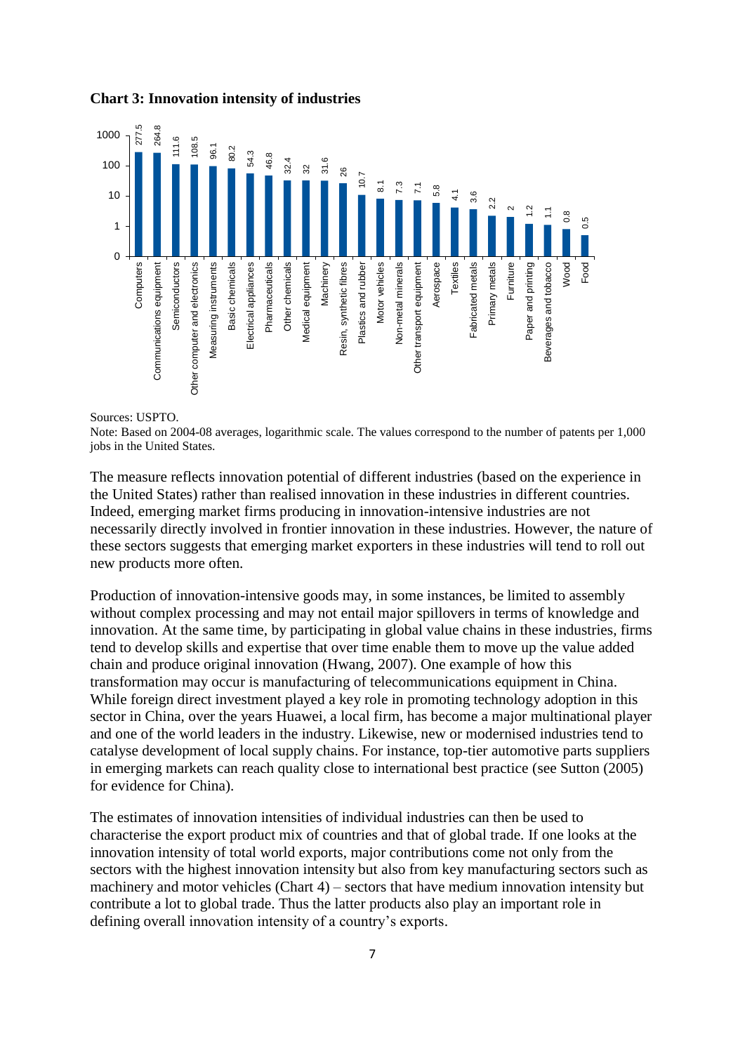**Chart 3: Innovation intensity of industries**

| Industry | Patents per 1,000 jobs |
|---|---|
| Computers | 277.5 |
| Communications equipment | 264.8 |
| Semiconductors | 111.6 |
| Other computer and electronics | 108.5 |
| Measuring instruments | 96.1 |
| Basic chemicals | 80.2 |
| Electrical appliances | 54.3 |
| Pharmaceuticals | 46.8 |
| Other chemicals | 32.4 |
| Medical equipment | 32 |
| Machinery | 31.6 |
| Resin, synthetic fibres | 26 |
| Plastics and rubber | 10.7 |
| Motor vehicles | 8.1 |
| Non-metal minerals | 7.3 |
| Other transport equipment | 7.1 |
| Aerospace | 5.8 |
| Textiles | 4.1 |
| Fabricated metals | 3.6 |
| Primary metals | 2.2 |
| Furniture | 2 |
| Paper and printing | 1.2 |
| Beverages and tobacco | 1.1 |
| Wood | 0.8 |
| Food | 0.5 |

Sources: USPTO.

Note: Based on 2004-08 averages, logarithmic scale. The values correspond to the number of patents per 1,000 jobs in the United States.

The measure reflects innovation potential of different industries (based on the experience in the United States) rather than realised innovation in these industries in different countries. Indeed, emerging market firms producing in innovation-intensive industries are not necessarily directly involved in frontier innovation in these industries. However, the nature of these sectors suggests that emerging market exporters in these industries will tend to roll out new products more often.

Production of innovation-intensive goods may, in some instances, be limited to assembly without complex processing and may not entail major spillovers in terms of knowledge and innovation. At the same time, by participating in global value chains in these industries, firms tend to develop skills and expertise that over time enable them to move up the value added chain and produce original innovation (Hwang, 2007). One example of how this transformation may occur is manufacturing of telecommunications equipment in China. While foreign direct investment played a key role in promoting technology adoption in this sector in China, over the years Huawei, a local firm, has become a major multinational player and one of the world leaders in the industry. Likewise, new or modernised industries tend to catalyse development of local supply chains. For instance, top-tier automotive parts suppliers in emerging markets can reach quality close to international best practice (see Sutton (2005) for evidence for China).

The estimates of innovation intensities of individual industries can then be used to characterise the export product mix of countries and that of global trade. If one looks at the innovation intensity of total world exports, major contributions come not only from the sectors with the highest innovation intensity but also from key manufacturing sectors such as machinery and motor vehicles (Chart 4) – sectors that have medium innovation intensity but contribute a lot to global trade. Thus the latter products also play an important role in defining overall innovation intensity of a country's exports.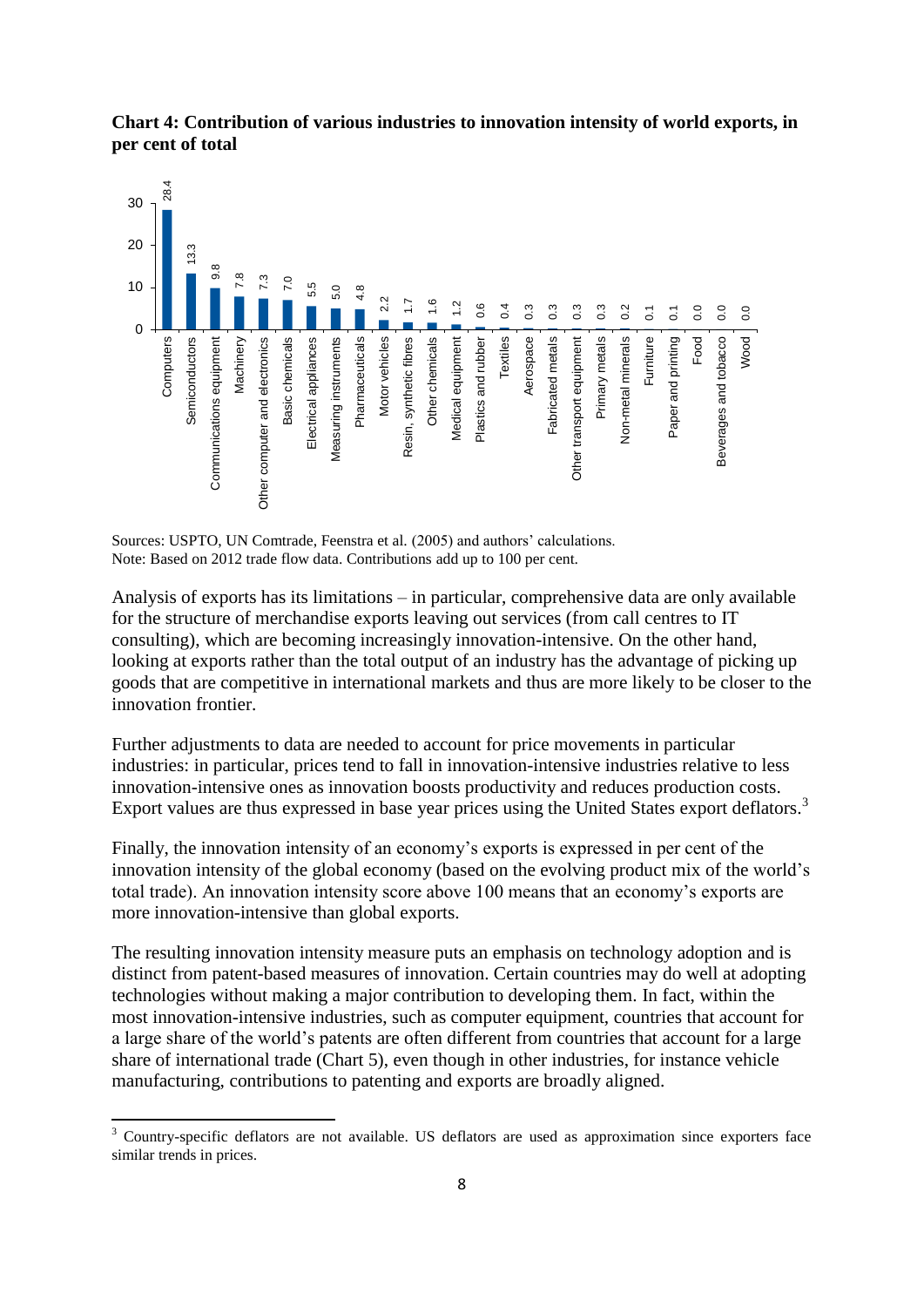**Chart 4: Contribution of various industries to innovation intensity of world exports, in per cent of total**

| Industry | Per cent |
|---|---|
| Computers | 28.4 |
| Semiconductors | 13.3 |
| Communications equipment | 9.8 |
| Machinery | 7.8 |
| Other computer and electronics | 7.3 |
| Basic chemicals | 7.0 |
| Electrical appliances | 5.5 |
| Measuring instruments | 5.0 |
| Pharmaceuticals | 4.8 |
| Motor vehicles | 2.2 |
| Resin, synthetic fibres | 1.7 |
| Other chemicals | 1.6 |
| Medical equipment | 1.2 |
| Plastics and rubber | 0.6 |
| Textiles | 0.4 |
| Aerospace | 0.3 |
| Fabricated metals | 0.3 |
| Other transport equipment | 0.3 |
| Primary metals | 0.3 |
| Non-metal minerals | 0.2 |
| Furniture | 0.1 |
| Paper and printing | 0.1 |
| Food | 0.0 |
| Beverages and tobacco | 0.0 |
| Wood | 0.0 |

Sources: USPTO, UN Comtrade, Feenstra et al. (2005) and authors' calculations.
Note: Based on 2012 trade flow data. Contributions add up to 100 per cent.

Analysis of exports has its limitations – in particular, comprehensive data are only available for the structure of merchandise exports leaving out services (from call centres to IT consulting), which are becoming increasingly innovation-intensive. On the other hand, looking at exports rather than the total output of an industry has the advantage of picking up goods that are competitive in international markets and thus are more likely to be closer to the innovation frontier.

Further adjustments to data are needed to account for price movements in particular industries: in particular, prices tend to fall in innovation-intensive industries relative to less innovation-intensive ones as innovation boosts productivity and reduces production costs. Export values are thus expressed in base year prices using the United States export deflators.[3]

Finally, the innovation intensity of an economy's exports is expressed in per cent of the innovation intensity of the global economy (based on the evolving product mix of the world's total trade). An innovation intensity score above 100 means that an economy's exports are more innovation-intensive than global exports.

The resulting innovation intensity measure puts an emphasis on technology adoption and is distinct from patent-based measures of innovation. Certain countries may do well at adopting technologies without making a major contribution to developing them. In fact, within the most innovation-intensive industries, such as computer equipment, countries that account for a large share of the world's patents are often different from countries that account for a large share of international trade (Chart 5), even though in other industries, for instance vehicle manufacturing, contributions to patenting and exports are broadly aligned.

[3] Country-specific deflators are not available. US deflators are used as approximation since exporters face similar trends in prices.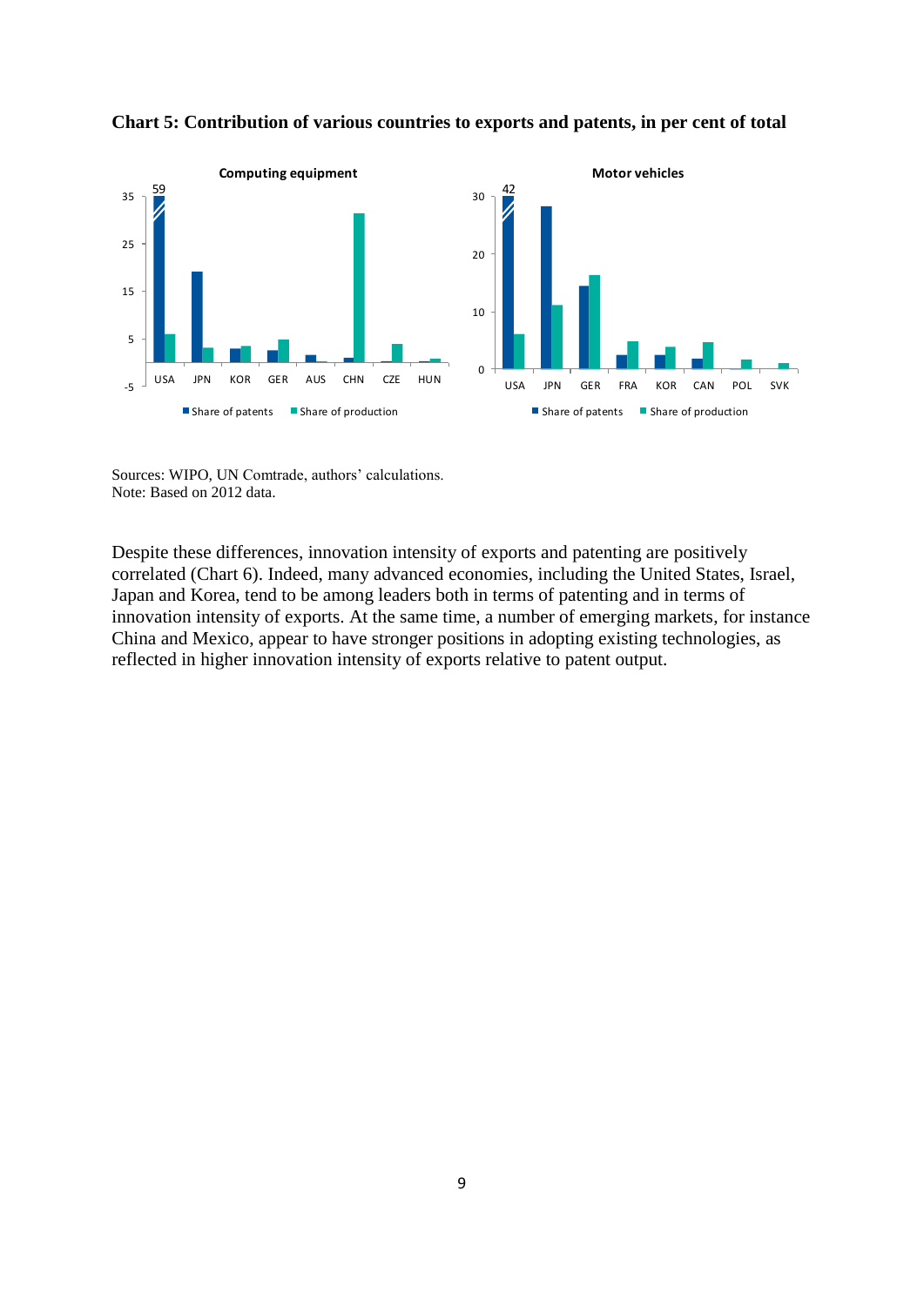**Chart 5: Contribution of various countries to exports and patents, in per cent of total**

Sources: WIPO, UN Comtrade, authors' calculations.
Note: Based on 2012 data.

Despite these differences, innovation intensity of exports and patenting are positively correlated (Chart 6). Indeed, many advanced economies, including the United States, Israel, Japan and Korea, tend to be among leaders both in terms of patenting and in terms of innovation intensity of exports. At the same time, a number of emerging markets, for instance China and Mexico, appear to have stronger positions in adopting existing technologies, as reflected in higher innovation intensity of exports relative to patent output.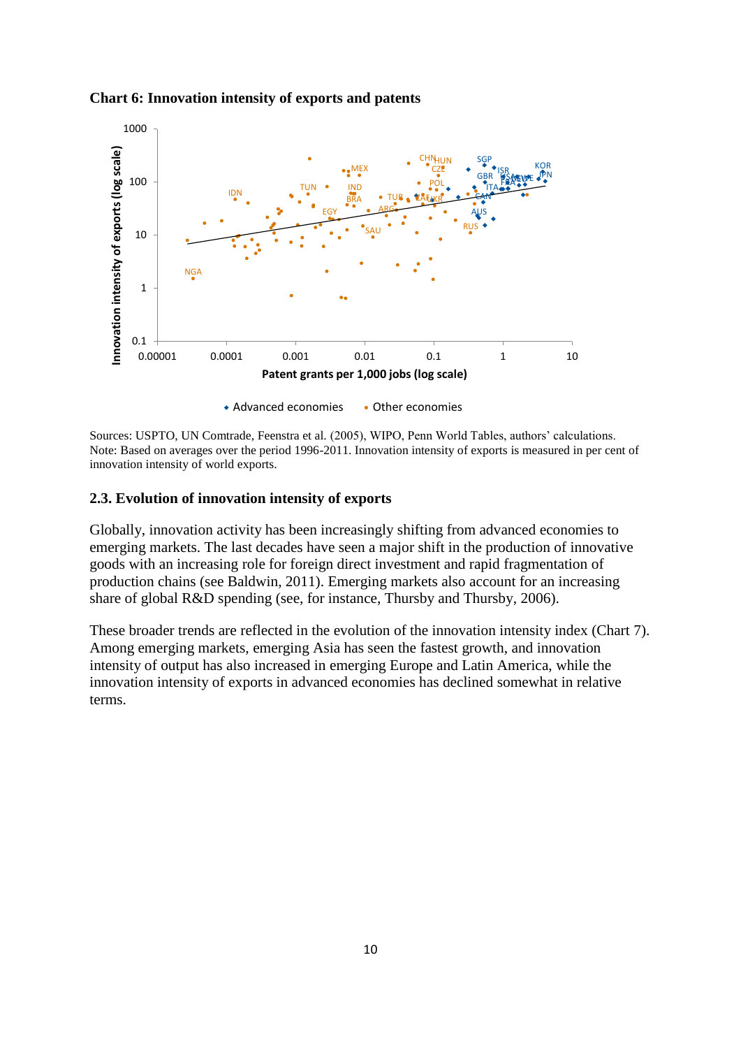**Chart 6: Innovation intensity of exports and patents**

Sources: USPTO, UN Comtrade, Feenstra et al. (2005), WIPO, Penn World Tables, authors' calculations.
Note: Based on averages over the period 1996-2011. Innovation intensity of exports is measured in per cent of innovation intensity of world exports.

### 2.3. Evolution of innovation intensity of exports

Globally, innovation activity has been increasingly shifting from advanced economies to emerging markets. The last decades have seen a major shift in the production of innovative goods with an increasing role for foreign direct investment and rapid fragmentation of production chains (see Baldwin, 2011). Emerging markets also account for an increasing share of global R&D spending (see, for instance, Thursby and Thursby, 2006).

These broader trends are reflected in the evolution of the innovation intensity index (Chart 7). Among emerging markets, emerging Asia has seen the fastest growth, and innovation intensity of output has also increased in emerging Europe and Latin America, while the innovation intensity of exports in advanced economies has declined somewhat in relative terms.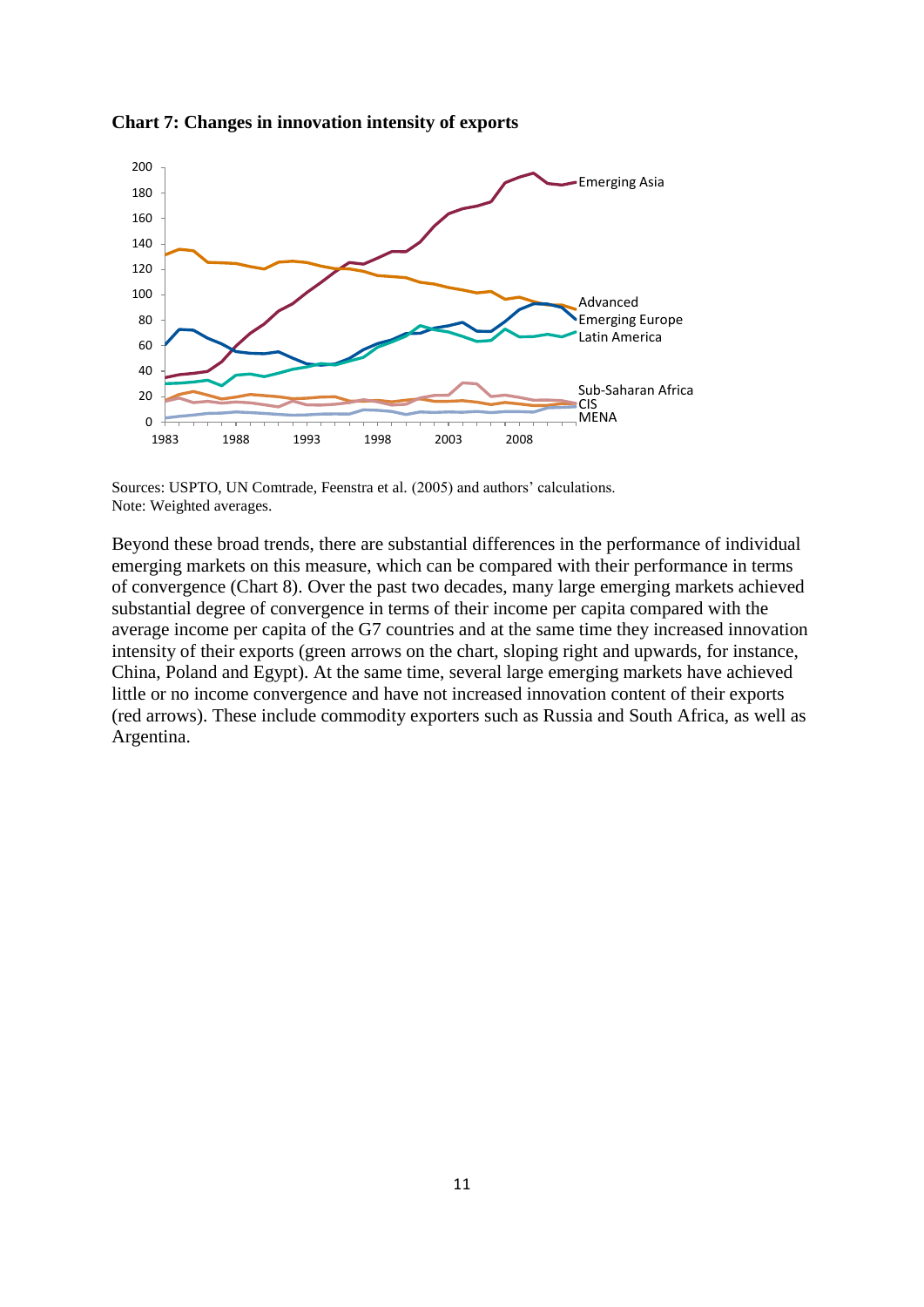**Chart 7: Changes in innovation intensity of exports**

Sources: USPTO, UN Comtrade, Feenstra et al. (2005) and authors' calculations.
Note: Weighted averages.

Beyond these broad trends, there are substantial differences in the performance of individual emerging markets on this measure, which can be compared with their performance in terms of convergence (Chart 8). Over the past two decades, many large emerging markets achieved substantial degree of convergence in terms of their income per capita compared with the average income per capita of the G7 countries and at the same time they increased innovation intensity of their exports (green arrows on the chart, sloping right and upwards, for instance, China, Poland and Egypt). At the same time, several large emerging markets have achieved little or no income convergence and have not increased innovation content of their exports (red arrows). These include commodity exporters such as Russia and South Africa, as well as Argentina.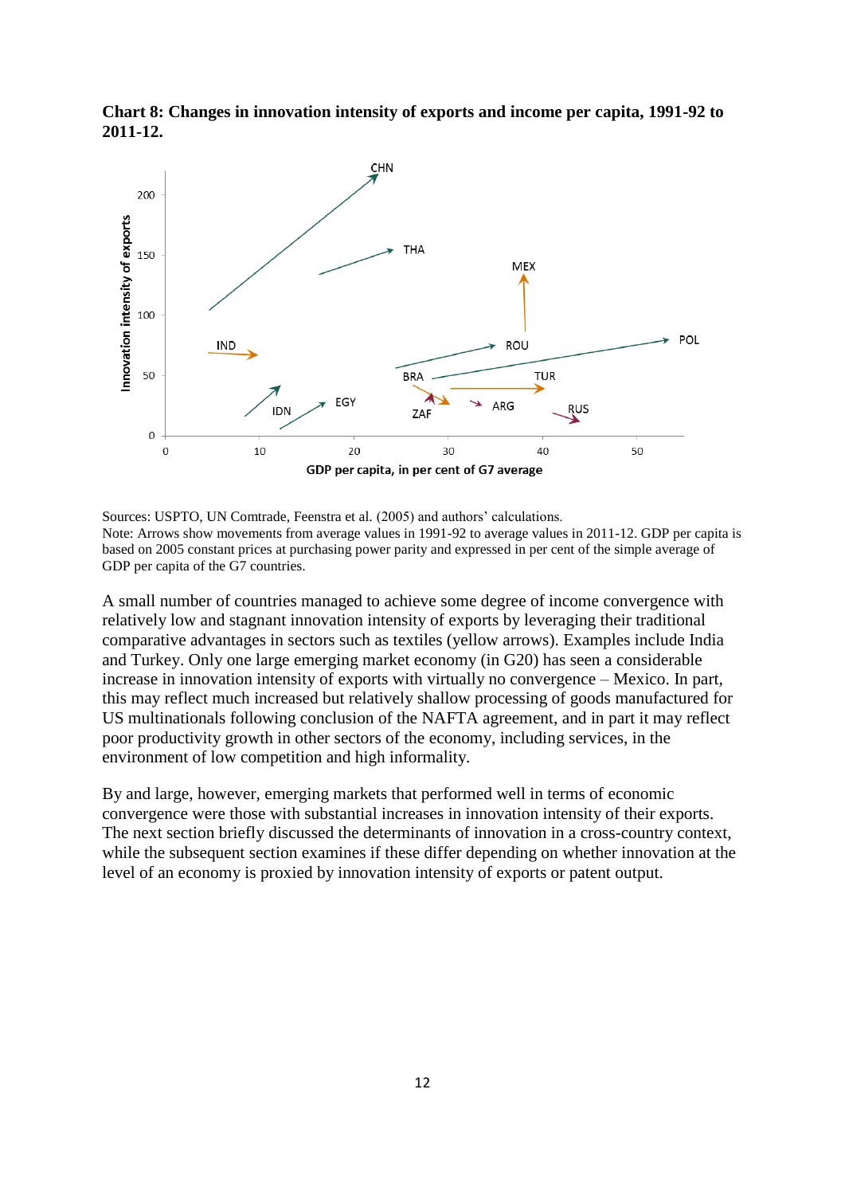**Chart 8: Changes in innovation intensity of exports and income per capita, 1991-92 to 2011-12.**

Sources: USPTO, UN Comtrade, Feenstra et al. (2005) and authors' calculations.
Note: Arrows show movements from average values in 1991-92 to average values in 2011-12. GDP per capita is based on 2005 constant prices at purchasing power parity and expressed in per cent of the simple average of GDP per capita of the G7 countries.

A small number of countries managed to achieve some degree of income convergence with relatively low and stagnant innovation intensity of exports by leveraging their traditional comparative advantages in sectors such as textiles (yellow arrows). Examples include India and Turkey. Only one large emerging market economy (in G20) has seen a considerable increase in innovation intensity of exports with virtually no convergence – Mexico. In part, this may reflect much increased but relatively shallow processing of goods manufactured for US multinationals following conclusion of the NAFTA agreement, and in part it may reflect poor productivity growth in other sectors of the economy, including services, in the environment of low competition and high informality.

By and large, however, emerging markets that performed well in terms of economic convergence were those with substantial increases in innovation intensity of their exports. The next section briefly discussed the determinants of innovation in a cross-country context, while the subsequent section examines if these differ depending on whether innovation at the level of an economy is proxied by innovation intensity of exports or patent output.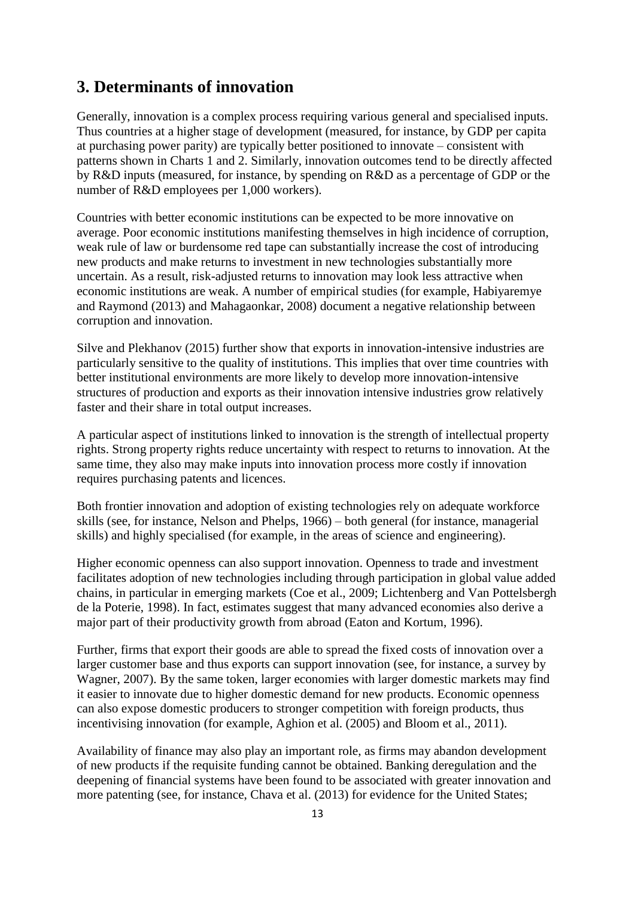## 3. Determinants of innovation

Generally, innovation is a complex process requiring various general and specialised inputs. Thus countries at a higher stage of development (measured, for instance, by GDP per capita at purchasing power parity) are typically better positioned to innovate – consistent with patterns shown in Charts 1 and 2. Similarly, innovation outcomes tend to be directly affected by R&D inputs (measured, for instance, by spending on R&D as a percentage of GDP or the number of R&D employees per 1,000 workers).

Countries with better economic institutions can be expected to be more innovative on average. Poor economic institutions manifesting themselves in high incidence of corruption, weak rule of law or burdensome red tape can substantially increase the cost of introducing new products and make returns to investment in new technologies substantially more uncertain. As a result, risk-adjusted returns to innovation may look less attractive when economic institutions are weak. A number of empirical studies (for example, Habiyaremye and Raymond (2013) and Mahagaonkar, 2008) document a negative relationship between corruption and innovation.

Silve and Plekhanov (2015) further show that exports in innovation-intensive industries are particularly sensitive to the quality of institutions. This implies that over time countries with better institutional environments are more likely to develop more innovation-intensive structures of production and exports as their innovation intensive industries grow relatively faster and their share in total output increases.

A particular aspect of institutions linked to innovation is the strength of intellectual property rights. Strong property rights reduce uncertainty with respect to returns to innovation. At the same time, they also may make inputs into innovation process more costly if innovation requires purchasing patents and licences.

Both frontier innovation and adoption of existing technologies rely on adequate workforce skills (see, for instance, Nelson and Phelps, 1966) – both general (for instance, managerial skills) and highly specialised (for example, in the areas of science and engineering).

Higher economic openness can also support innovation. Openness to trade and investment facilitates adoption of new technologies including through participation in global value added chains, in particular in emerging markets (Coe et al., 2009; Lichtenberg and Van Pottelsbergh de la Poterie, 1998). In fact, estimates suggest that many advanced economies also derive a major part of their productivity growth from abroad (Eaton and Kortum, 1996).

Further, firms that export their goods are able to spread the fixed costs of innovation over a larger customer base and thus exports can support innovation (see, for instance, a survey by Wagner, 2007). By the same token, larger economies with larger domestic markets may find it easier to innovate due to higher domestic demand for new products. Economic openness can also expose domestic producers to stronger competition with foreign products, thus incentivising innovation (for example, Aghion et al. (2005) and Bloom et al., 2011).

Availability of finance may also play an important role, as firms may abandon development of new products if the requisite funding cannot be obtained. Banking deregulation and the deepening of financial systems have been found to be associated with greater innovation and more patenting (see, for instance, Chava et al. (2013) for evidence for the United States;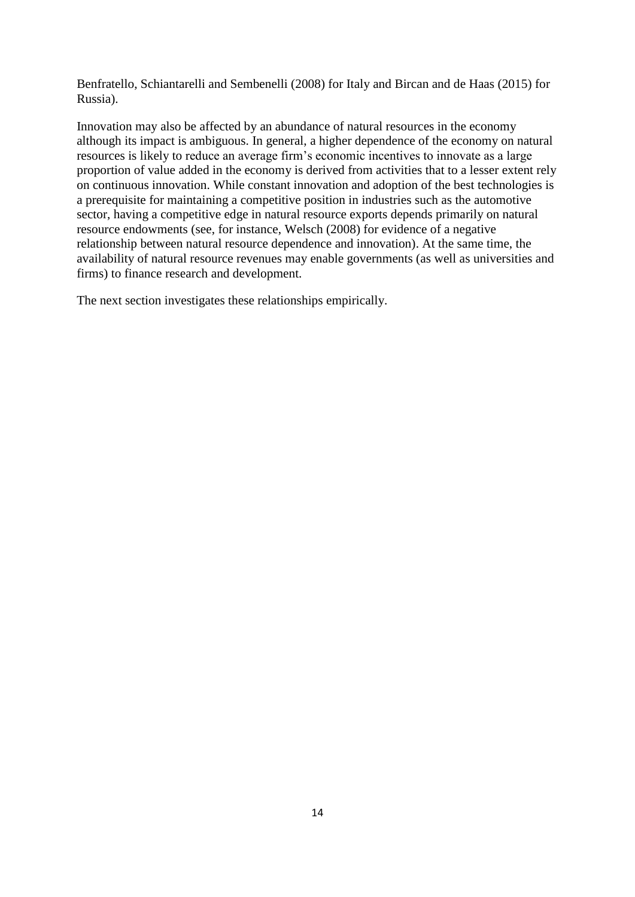Benfratello, Schiantarelli and Sembenelli (2008) for Italy and Bircan and de Haas (2015) for Russia).

Innovation may also be affected by an abundance of natural resources in the economy although its impact is ambiguous. In general, a higher dependence of the economy on natural resources is likely to reduce an average firm's economic incentives to innovate as a large proportion of value added in the economy is derived from activities that to a lesser extent rely on continuous innovation. While constant innovation and adoption of the best technologies is a prerequisite for maintaining a competitive position in industries such as the automotive sector, having a competitive edge in natural resource exports depends primarily on natural resource endowments (see, for instance, Welsch (2008) for evidence of a negative relationship between natural resource dependence and innovation). At the same time, the availability of natural resource revenues may enable governments (as well as universities and firms) to finance research and development.

The next section investigates these relationships empirically.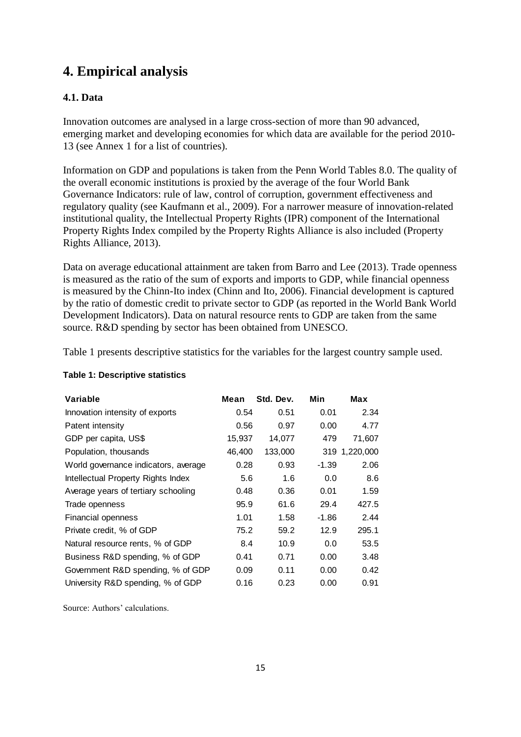# 4. Empirical analysis

### 4.1. Data

Innovation outcomes are analysed in a large cross-section of more than 90 advanced, emerging market and developing economies for which data are available for the period 2010-13 (see Annex 1 for a list of countries).

Information on GDP and populations is taken from the Penn World Tables 8.0. The quality of the overall economic institutions is proxied by the average of the four World Bank Governance Indicators: rule of law, control of corruption, government effectiveness and regulatory quality (see Kaufmann et al., 2009). For a narrower measure of innovation-related institutional quality, the Intellectual Property Rights (IPR) component of the International Property Rights Index compiled by the Property Rights Alliance is also included (Property Rights Alliance, 2013).

Data on average educational attainment are taken from Barro and Lee (2013). Trade openness is measured as the ratio of the sum of exports and imports to GDP, while financial openness is measured by the Chinn-Ito index (Chinn and Ito, 2006). Financial development is captured by the ratio of domestic credit to private sector to GDP (as reported in the World Bank World Development Indicators). Data on natural resource rents to GDP are taken from the same source. R&D spending by sector has been obtained from UNESCO.

Table 1 presents descriptive statistics for the variables for the largest country sample used.

**Table 1: Descriptive statistics**

| Variable | Mean | Std. Dev. | Min | Max |
|---|---|---|---|---|
| Innovation intensity of exports | 0.54 | 0.51 | 0.01 | 2.34 |
| Patent intensity | 0.56 | 0.97 | 0.00 | 4.77 |
| GDP per capita, US$ | 15,937 | 14,077 | 479 | 71,607 |
| Population, thousands | 46,400 | 133,000 | 319 | 1,220,000 |
| World governance indicators, average | 0.28 | 0.93 | -1.39 | 2.06 |
| Intellectual Property Rights Index | 5.6 | 1.6 | 0.0 | 8.6 |
| Average years of tertiary schooling | 0.48 | 0.36 | 0.01 | 1.59 |
| Trade openness | 95.9 | 61.6 | 29.4 | 427.5 |
| Financial openness | 1.01 | 1.58 | -1.86 | 2.44 |
| Private credit, % of GDP | 75.2 | 59.2 | 12.9 | 295.1 |
| Natural resource rents, % of GDP | 8.4 | 10.9 | 0.0 | 53.5 |
| Business R&D spending, % of GDP | 0.41 | 0.71 | 0.00 | 3.48 |
| Government R&D spending, % of GDP | 0.09 | 0.11 | 0.00 | 0.42 |
| University R&D spending, % of GDP | 0.16 | 0.23 | 0.00 | 0.91 |

Source: Authors' calculations.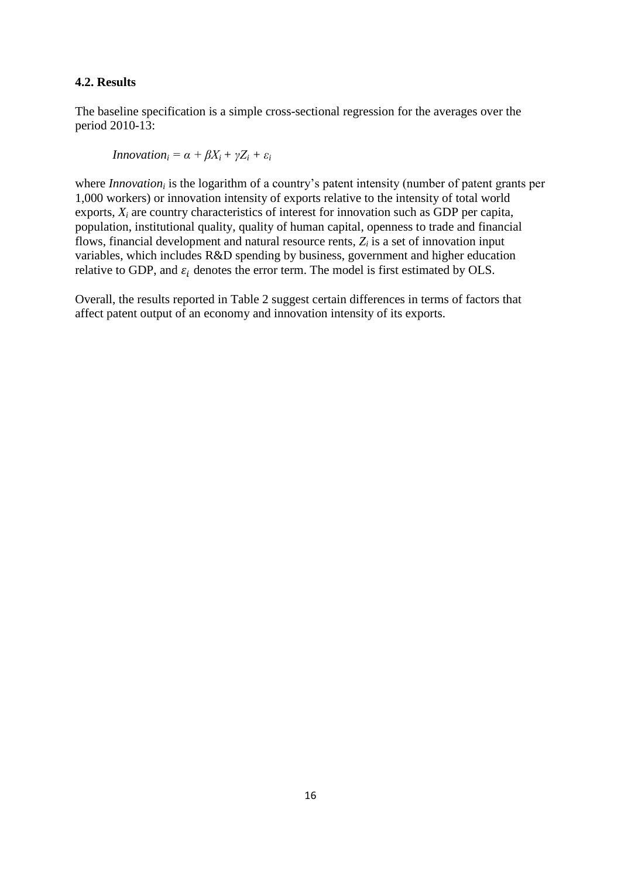### 4.2. Results

The baseline specification is a simple cross-sectional regression for the averages over the period 2010-13:

$$Innovation_i = \alpha + \beta X_i + \gamma Z_i + \varepsilon_i$$

where $Innovation_i$ is the logarithm of a country's patent intensity (number of patent grants per 1,000 workers) or innovation intensity of exports relative to the intensity of total world exports, $X_i$ are country characteristics of interest for innovation such as GDP per capita, population, institutional quality, quality of human capital, openness to trade and financial flows, financial development and natural resource rents, $Z_i$ is a set of innovation input variables, which includes R&D spending by business, government and higher education relative to GDP, and $\varepsilon_i$ denotes the error term. The model is first estimated by OLS.

Overall, the results reported in Table 2 suggest certain differences in terms of factors that affect patent output of an economy and innovation intensity of its exports.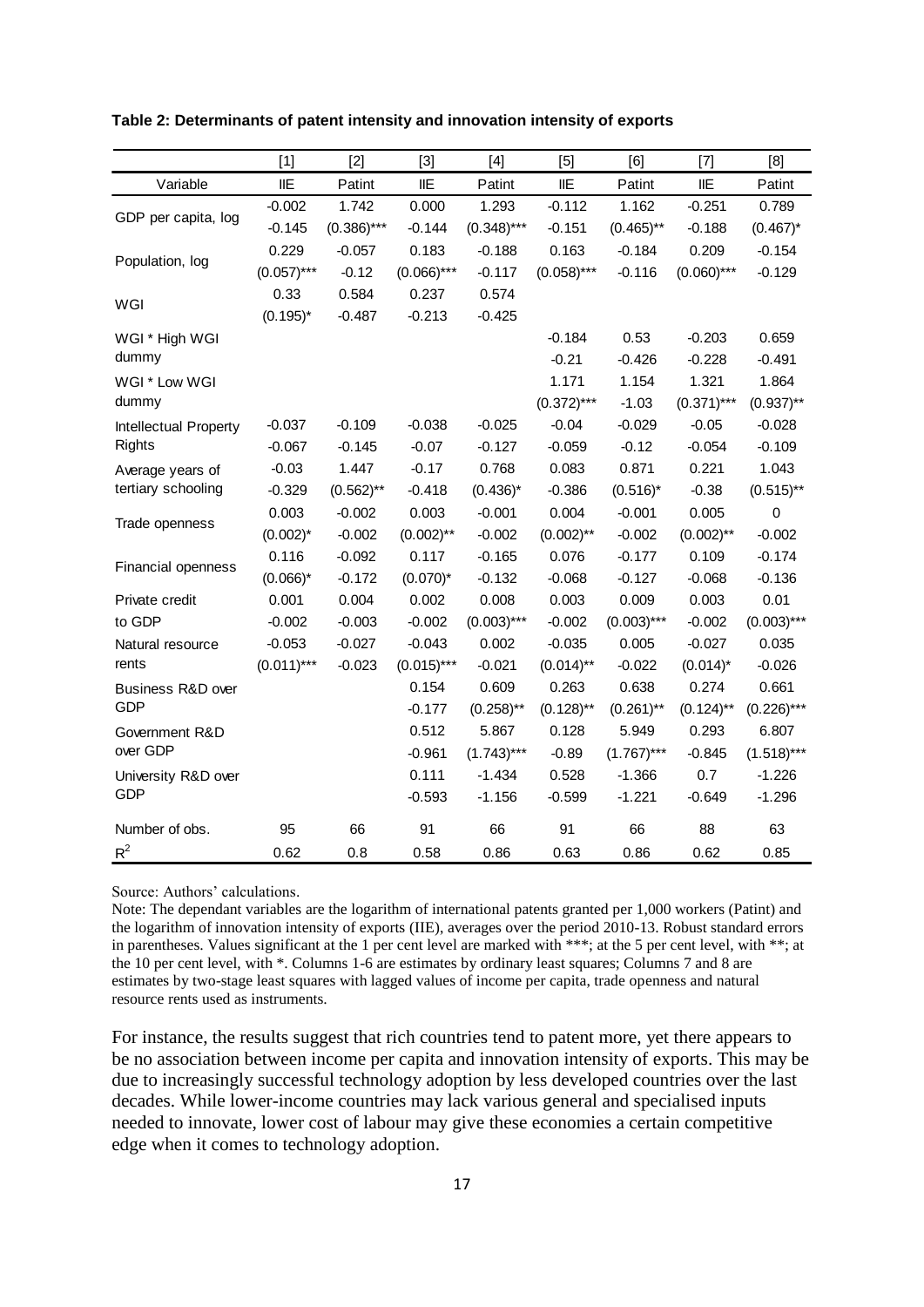**Table 2: Determinants of patent intensity and innovation intensity of exports**

| | [1] | [2] | [3] | [4] | [5] | [6] | [7] | [8] |
|---|---|---|---|---|---|---|---|---|
| Variable | IIE | Patint | IIE | Patint | IIE | Patint | IIE | Patint |
| GDP per capita, log | -0.002 | 1.742 | 0.000 | 1.293 | -0.112 | 1.162 | -0.251 | 0.789 |
| | -0.145 | (0.386)*** | -0.144 | (0.348)*** | -0.151 | (0.465)** | -0.188 | (0.467)* |
| Population, log | 0.229 | -0.057 | 0.183 | -0.188 | 0.163 | -0.184 | 0.209 | -0.154 |
| | (0.057)*** | -0.12 | (0.066)*** | -0.117 | (0.058)*** | -0.116 | (0.060)*** | -0.129 |
| WGI | 0.33 | 0.584 | 0.237 | 0.574 | | | | |
| | (0.195)* | -0.487 | -0.213 | -0.425 | | | | |
| WGI * High WGI dummy | | | | | -0.184 | 0.53 | -0.203 | 0.659 |
| | | | | | -0.21 | -0.426 | -0.228 | -0.491 |
| WGI * Low WGI dummy | | | | | 1.171 | 1.154 | 1.321 | 1.864 |
| | | | | | (0.372)*** | -1.03 | (0.371)*** | (0.937)** |
| Intellectual Property Rights | -0.037 | -0.109 | -0.038 | -0.025 | -0.04 | -0.029 | -0.05 | -0.028 |
| | -0.067 | -0.145 | -0.07 | -0.127 | -0.059 | -0.12 | -0.054 | -0.109 |
| Average years of tertiary schooling | -0.03 | 1.447 | -0.17 | 0.768 | 0.083 | 0.871 | 0.221 | 1.043 |
| | -0.329 | (0.562)** | -0.418 | (0.436)* | -0.386 | (0.516)* | -0.38 | (0.515)** |
| Trade openness | 0.003 | -0.002 | 0.003 | -0.001 | 0.004 | -0.001 | 0.005 | 0 |
| | (0.002)* | -0.002 | (0.002)** | -0.002 | (0.002)** | -0.002 | (0.002)** | -0.002 |
| Financial openness | 0.116 | -0.092 | 0.117 | -0.165 | 0.076 | -0.177 | 0.109 | -0.174 |
| | (0.066)* | -0.172 | (0.070)* | -0.132 | -0.068 | -0.127 | -0.068 | -0.136 |
| Private credit to GDP | 0.001 | 0.004 | 0.002 | 0.008 | 0.003 | 0.009 | 0.003 | 0.01 |
| | -0.002 | -0.003 | -0.002 | (0.003)*** | -0.002 | (0.003)*** | -0.002 | (0.003)*** |
| Natural resource rents | -0.053 | -0.027 | -0.043 | 0.002 | -0.035 | 0.005 | -0.027 | 0.035 |
| | (0.011)*** | -0.023 | (0.015)*** | -0.021 | (0.014)** | -0.022 | (0.014)* | -0.026 |
| Business R&D over GDP | | | 0.154 | 0.609 | 0.263 | 0.638 | 0.274 | 0.661 |
| | | | -0.177 | (0.258)** | (0.128)** | (0.261)** | (0.124)** | (0.226)*** |
| Government R&D over GDP | | | 0.512 | 5.867 | 0.128 | 5.949 | 0.293 | 6.807 |
| | | | -0.961 | (1.743)*** | -0.89 | (1.767)*** | -0.845 | (1.518)*** |
| University R&D over GDP | | | 0.111 | -1.434 | 0.528 | -1.366 | 0.7 | -1.226 |
| | | | -0.593 | -1.156 | -0.599 | -1.221 | -0.649 | -1.296 |
| Number of obs. | 95 | 66 | 91 | 66 | 91 | 66 | 88 | 63 |
| $R^2$ | 0.62 | 0.8 | 0.58 | 0.86 | 0.63 | 0.86 | 0.62 | 0.85 |

Source: Authors' calculations.

Note: The dependant variables are the logarithm of international patents granted per 1,000 workers (Patint) and the logarithm of innovation intensity of exports (IIE), averages over the period 2010-13. Robust standard errors in parentheses. Values significant at the 1 per cent level are marked with ***; at the 5 per cent level, with **; at the 10 per cent level, with *. Columns 1-6 are estimates by ordinary least squares; Columns 7 and 8 are estimates by two-stage least squares with lagged values of income per capita, trade openness and natural resource rents used as instruments.

For instance, the results suggest that rich countries tend to patent more, yet there appears to be no association between income per capita and innovation intensity of exports. This may be due to increasingly successful technology adoption by less developed countries over the last decades. While lower-income countries may lack various general and specialised inputs needed to innovate, lower cost of labour may give these economies a certain competitive edge when it comes to technology adoption.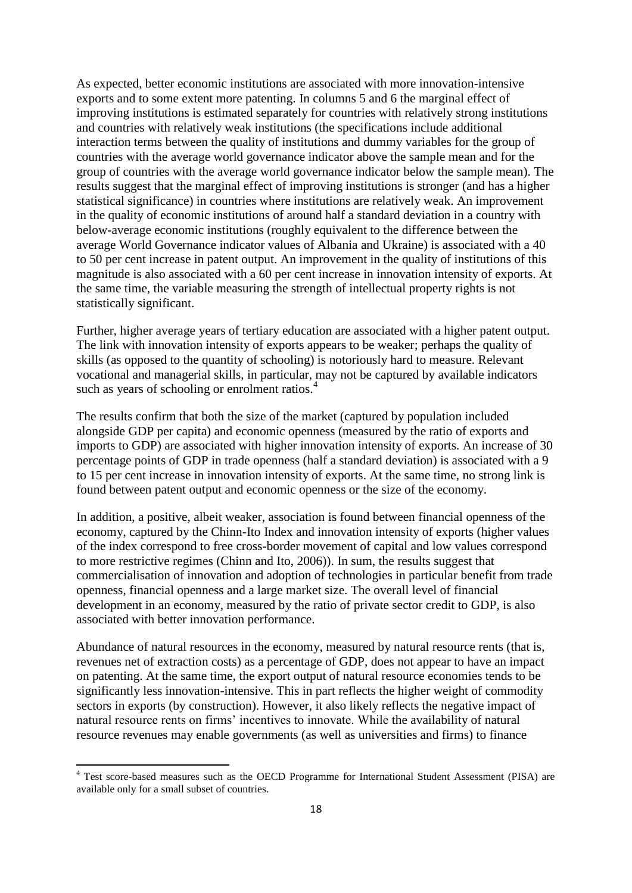As expected, better economic institutions are associated with more innovation-intensive exports and to some extent more patenting. In columns 5 and 6 the marginal effect of improving institutions is estimated separately for countries with relatively strong institutions and countries with relatively weak institutions (the specifications include additional interaction terms between the quality of institutions and dummy variables for the group of countries with the average world governance indicator above the sample mean and for the group of countries with the average world governance indicator below the sample mean). The results suggest that the marginal effect of improving institutions is stronger (and has a higher statistical significance) in countries where institutions are relatively weak. An improvement in the quality of economic institutions of around half a standard deviation in a country with below-average economic institutions (roughly equivalent to the difference between the average World Governance indicator values of Albania and Ukraine) is associated with a 40 to 50 per cent increase in patent output. An improvement in the quality of institutions of this magnitude is also associated with a 60 per cent increase in innovation intensity of exports. At the same time, the variable measuring the strength of intellectual property rights is not statistically significant.

Further, higher average years of tertiary education are associated with a higher patent output. The link with innovation intensity of exports appears to be weaker; perhaps the quality of skills (as opposed to the quantity of schooling) is notoriously hard to measure. Relevant vocational and managerial skills, in particular, may not be captured by available indicators such as years of schooling or enrolment ratios.[4]

The results confirm that both the size of the market (captured by population included alongside GDP per capita) and economic openness (measured by the ratio of exports and imports to GDP) are associated with higher innovation intensity of exports. An increase of 30 percentage points of GDP in trade openness (half a standard deviation) is associated with a 9 to 15 per cent increase in innovation intensity of exports. At the same time, no strong link is found between patent output and economic openness or the size of the economy.

In addition, a positive, albeit weaker, association is found between financial openness of the economy, captured by the Chinn-Ito Index and innovation intensity of exports (higher values of the index correspond to free cross-border movement of capital and low values correspond to more restrictive regimes (Chinn and Ito, 2006)). In sum, the results suggest that commercialisation of innovation and adoption of technologies in particular benefit from trade openness, financial openness and a large market size. The overall level of financial development in an economy, measured by the ratio of private sector credit to GDP, is also associated with better innovation performance.

Abundance of natural resources in the economy, measured by natural resource rents (that is, revenues net of extraction costs) as a percentage of GDP, does not appear to have an impact on patenting. At the same time, the export output of natural resource economies tends to be significantly less innovation-intensive. This in part reflects the higher weight of commodity sectors in exports (by construction). However, it also likely reflects the negative impact of natural resource rents on firms' incentives to innovate. While the availability of natural resource revenues may enable governments (as well as universities and firms) to finance

[4] Test score-based measures such as the OECD Programme for International Student Assessment (PISA) are available only for a small subset of countries.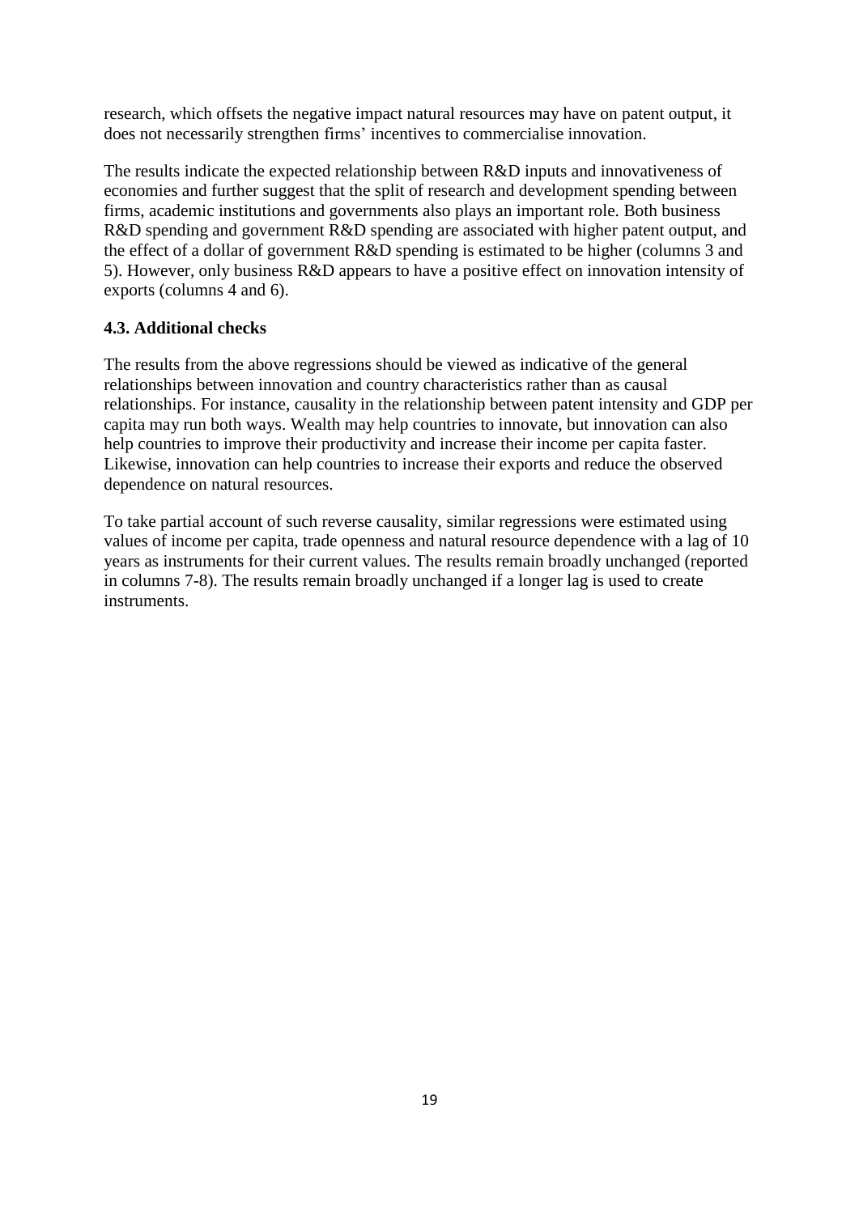research, which offsets the negative impact natural resources may have on patent output, it does not necessarily strengthen firms' incentives to commercialise innovation.

The results indicate the expected relationship between R&D inputs and innovativeness of economies and further suggest that the split of research and development spending between firms, academic institutions and governments also plays an important role. Both business R&D spending and government R&D spending are associated with higher patent output, and the effect of a dollar of government R&D spending is estimated to be higher (columns 3 and 5). However, only business R&D appears to have a positive effect on innovation intensity of exports (columns 4 and 6).

### 4.3. Additional checks

The results from the above regressions should be viewed as indicative of the general relationships between innovation and country characteristics rather than as causal relationships. For instance, causality in the relationship between patent intensity and GDP per capita may run both ways. Wealth may help countries to innovate, but innovation can also help countries to improve their productivity and increase their income per capita faster. Likewise, innovation can help countries to increase their exports and reduce the observed dependence on natural resources.

To take partial account of such reverse causality, similar regressions were estimated using values of income per capita, trade openness and natural resource dependence with a lag of 10 years as instruments for their current values. The results remain broadly unchanged (reported in columns 7-8). The results remain broadly unchanged if a longer lag is used to create instruments.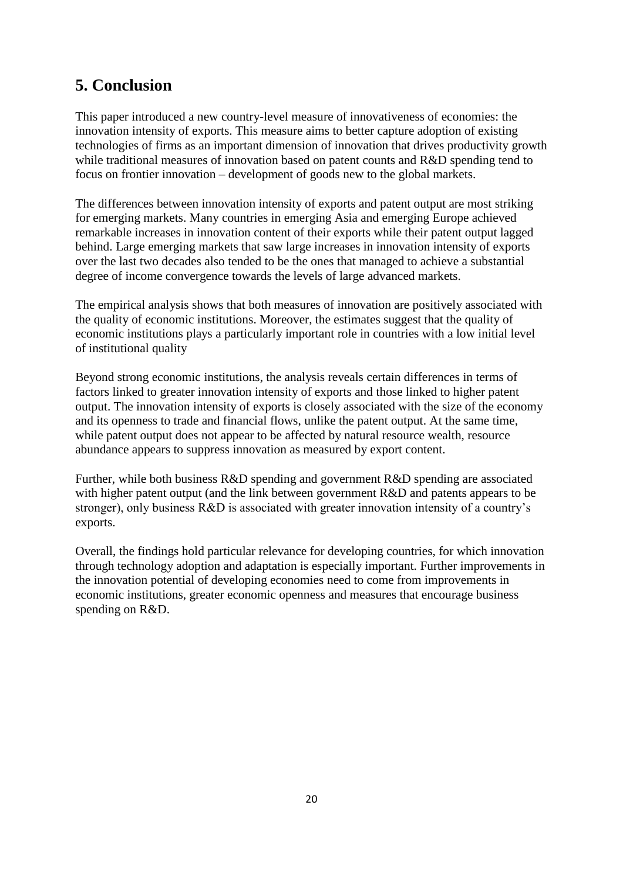## 5. Conclusion

This paper introduced a new country-level measure of innovativeness of economies: the innovation intensity of exports. This measure aims to better capture adoption of existing technologies of firms as an important dimension of innovation that drives productivity growth while traditional measures of innovation based on patent counts and R&D spending tend to focus on frontier innovation – development of goods new to the global markets.

The differences between innovation intensity of exports and patent output are most striking for emerging markets. Many countries in emerging Asia and emerging Europe achieved remarkable increases in innovation content of their exports while their patent output lagged behind. Large emerging markets that saw large increases in innovation intensity of exports over the last two decades also tended to be the ones that managed to achieve a substantial degree of income convergence towards the levels of large advanced markets.

The empirical analysis shows that both measures of innovation are positively associated with the quality of economic institutions. Moreover, the estimates suggest that the quality of economic institutions plays a particularly important role in countries with a low initial level of institutional quality

Beyond strong economic institutions, the analysis reveals certain differences in terms of factors linked to greater innovation intensity of exports and those linked to higher patent output. The innovation intensity of exports is closely associated with the size of the economy and its openness to trade and financial flows, unlike the patent output. At the same time, while patent output does not appear to be affected by natural resource wealth, resource abundance appears to suppress innovation as measured by export content.

Further, while both business R&D spending and government R&D spending are associated with higher patent output (and the link between government R&D and patents appears to be stronger), only business R&D is associated with greater innovation intensity of a country's exports.

Overall, the findings hold particular relevance for developing countries, for which innovation through technology adoption and adaptation is especially important. Further improvements in the innovation potential of developing economies need to come from improvements in economic institutions, greater economic openness and measures that encourage business spending on R&D.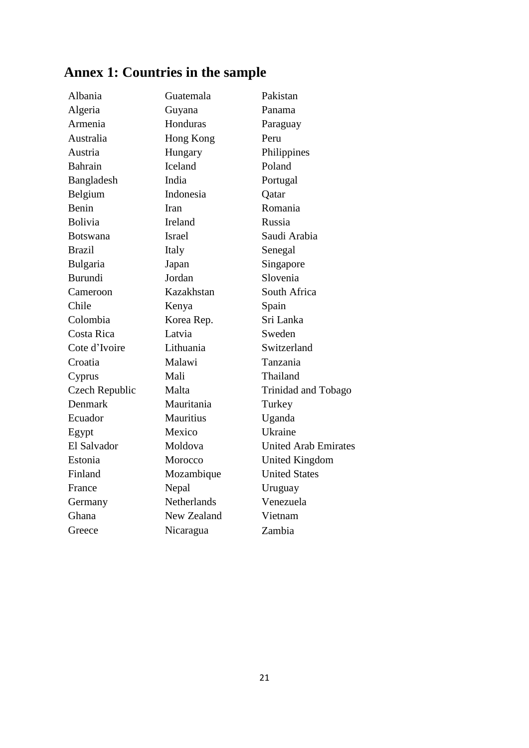## Annex 1: Countries in the sample

| | | |
|---|---|---|
| Albania | Guatemala | Pakistan |
| Algeria | Guyana | Panama |
| Armenia | Honduras | Paraguay |
| Australia | Hong Kong | Peru |
| Austria | Hungary | Philippines |
| Bahrain | Iceland | Poland |
| Bangladesh | India | Portugal |
| Belgium | Indonesia | Qatar |
| Benin | Iran | Romania |
| Bolivia | Ireland | Russia |
| Botswana | Israel | Saudi Arabia |
| Brazil | Italy | Senegal |
| Bulgaria | Japan | Singapore |
| Burundi | Jordan | Slovenia |
| Cameroon | Kazakhstan | South Africa |
| Chile | Kenya | Spain |
| Colombia | Korea Rep. | Sri Lanka |
| Costa Rica | Latvia | Sweden |
| Cote d'Ivoire | Lithuania | Switzerland |
| Croatia | Malawi | Tanzania |
| Cyprus | Mali | Thailand |
| Czech Republic | Malta | Trinidad and Tobago |
| Denmark | Mauritania | Turkey |
| Ecuador | Mauritius | Uganda |
| Egypt | Mexico | Ukraine |
| El Salvador | Moldova | United Arab Emirates |
| Estonia | Morocco | United Kingdom |
| Finland | Mozambique | United States |
| France | Nepal | Uruguay |
| Germany | Netherlands | Venezuela |
| Ghana | New Zealand | Vietnam |
| Greece | Nicaragua | Zambia |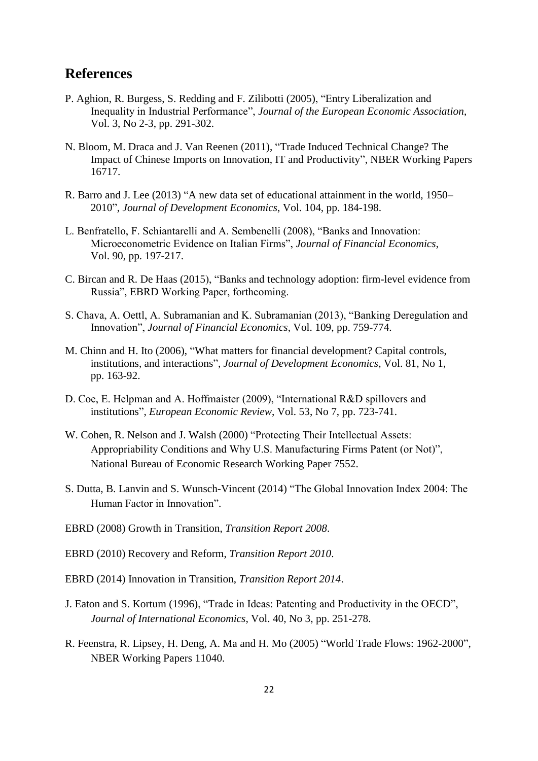## References

P. Aghion, R. Burgess, S. Redding and F. Zilibotti (2005), "Entry Liberalization and Inequality in Industrial Performance", *Journal of the European Economic Association*, Vol. 3, No 2-3, pp. 291-302.

N. Bloom, M. Draca and J. Van Reenen (2011), "Trade Induced Technical Change? The Impact of Chinese Imports on Innovation, IT and Productivity", NBER Working Papers 16717.

R. Barro and J. Lee (2013) "A new data set of educational attainment in the world, 1950–2010", *Journal of Development Economics*, Vol. 104, pp. 184-198.

L. Benfratello, F. Schiantarelli and A. Sembenelli (2008), "Banks and Innovation: Microeconometric Evidence on Italian Firms", *Journal of Financial Economics*, Vol. 90, pp. 197-217.

C. Bircan and R. De Haas (2015), "Banks and technology adoption: firm-level evidence from Russia", EBRD Working Paper, forthcoming.

S. Chava, A. Oettl, A. Subramanian and K. Subramanian (2013), "Banking Deregulation and Innovation", *Journal of Financial Economics*, Vol. 109, pp. 759-774.

M. Chinn and H. Ito (2006), "What matters for financial development? Capital controls, institutions, and interactions", *Journal of Development Economics*, Vol. 81, No 1, pp. 163-92.

D. Coe, E. Helpman and A. Hoffmaister (2009), "International R&D spillovers and institutions", *European Economic Review*, Vol. 53, No 7, pp. 723-741.

W. Cohen, R. Nelson and J. Walsh (2000) "Protecting Their Intellectual Assets: Appropriability Conditions and Why U.S. Manufacturing Firms Patent (or Not)", National Bureau of Economic Research Working Paper 7552.

S. Dutta, B. Lanvin and S. Wunsch-Vincent (2014) "The Global Innovation Index 2004: The Human Factor in Innovation".

EBRD (2008) Growth in Transition, *Transition Report 2008*.

EBRD (2010) Recovery and Reform, *Transition Report 2010*.

EBRD (2014) Innovation in Transition, *Transition Report 2014*.

J. Eaton and S. Kortum (1996), "Trade in Ideas: Patenting and Productivity in the OECD", *Journal of International Economics*, Vol. 40, No 3, pp. 251-278.

R. Feenstra, R. Lipsey, H. Deng, A. Ma and H. Mo (2005) "World Trade Flows: 1962-2000", NBER Working Papers 11040.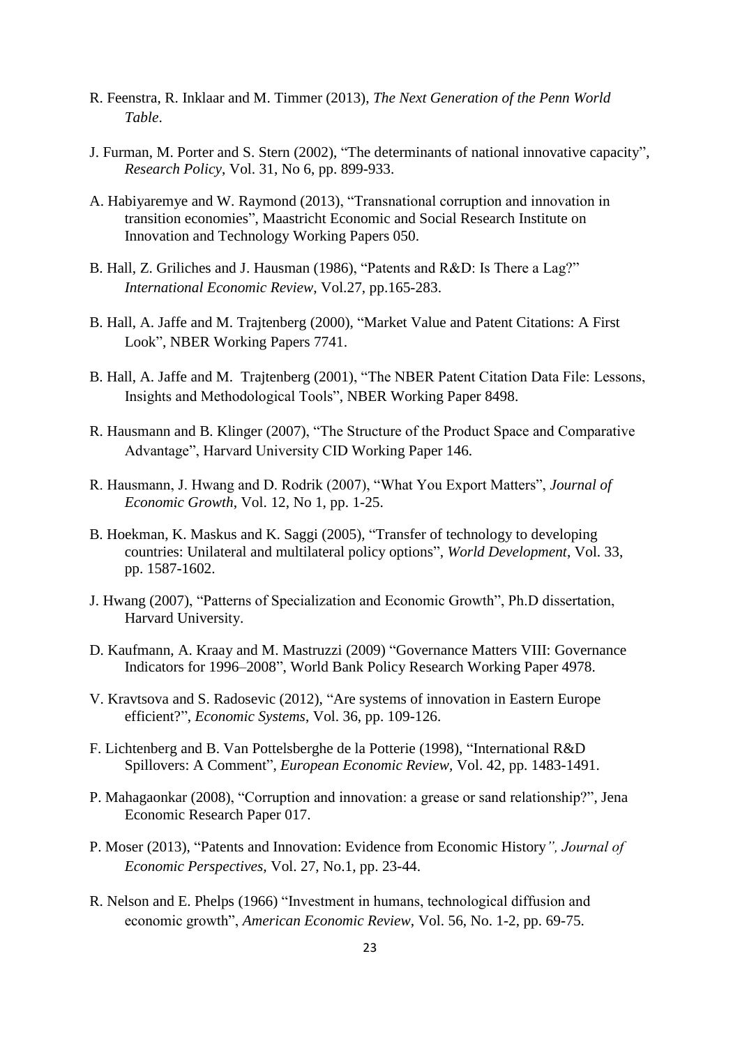R. Feenstra, R. Inklaar and M. Timmer (2013), *The Next Generation of the Penn World Table*.

J. Furman, M. Porter and S. Stern (2002), "The determinants of national innovative capacity", *Research Policy*, Vol. 31, No 6, pp. 899-933.

A. Habiyaremye and W. Raymond (2013), "Transnational corruption and innovation in transition economies", Maastricht Economic and Social Research Institute on Innovation and Technology Working Papers 050.

B. Hall, Z. Griliches and J. Hausman (1986), "Patents and R&D: Is There a Lag?" *International Economic Review*, Vol.27, pp.165-283.

B. Hall, A. Jaffe and M. Trajtenberg (2000), "Market Value and Patent Citations: A First Look", NBER Working Papers 7741.

B. Hall, A. Jaffe and M. Trajtenberg (2001), "The NBER Patent Citation Data File: Lessons, Insights and Methodological Tools", NBER Working Paper 8498.

R. Hausmann and B. Klinger (2007), "The Structure of the Product Space and Comparative Advantage", Harvard University CID Working Paper 146.

R. Hausmann, J. Hwang and D. Rodrik (2007), "What You Export Matters", *Journal of Economic Growth*, Vol. 12, No 1, pp. 1-25.

B. Hoekman, K. Maskus and K. Saggi (2005), "Transfer of technology to developing countries: Unilateral and multilateral policy options", *World Development*, Vol. 33, pp. 1587-1602.

J. Hwang (2007), "Patterns of Specialization and Economic Growth", Ph.D dissertation, Harvard University.

D. Kaufmann, A. Kraay and M. Mastruzzi (2009) "Governance Matters VIII: Governance Indicators for 1996–2008", World Bank Policy Research Working Paper 4978.

V. Kravtsova and S. Radosevic (2012), "Are systems of innovation in Eastern Europe efficient?", *Economic Systems*, Vol. 36, pp. 109-126.

F. Lichtenberg and B. Van Pottelsberghe de la Potterie (1998), "International R&D Spillovers: A Comment", *European Economic Review*, Vol. 42, pp. 1483-1491.

P. Mahagaonkar (2008), "Corruption and innovation: a grease or sand relationship?", Jena Economic Research Paper 017.

P. Moser (2013), "Patents and Innovation: Evidence from Economic History*", Journal of Economic Perspectives*, Vol. 27, No.1, pp. 23-44.

R. Nelson and E. Phelps (1966) "Investment in humans, technological diffusion and economic growth", *American Economic Review*, Vol. 56, No. 1-2, pp. 69-75.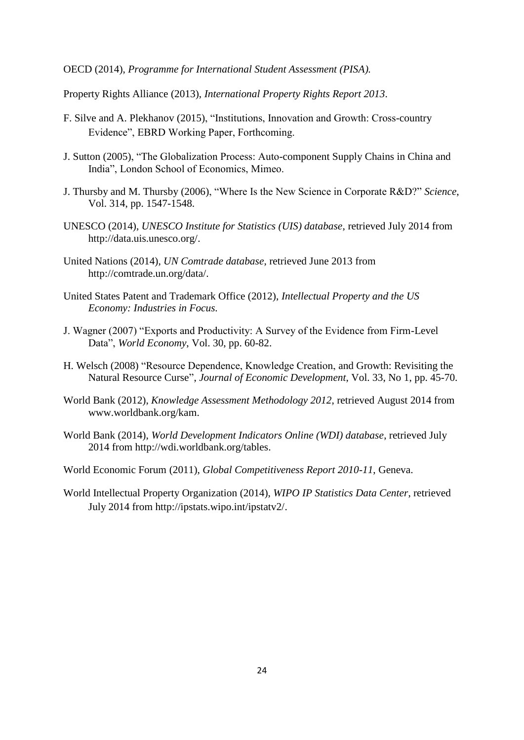OECD (2014), *Programme for International Student Assessment (PISA).*

Property Rights Alliance (2013), *International Property Rights Report 2013*.

F. Silve and A. Plekhanov (2015), "Institutions, Innovation and Growth: Cross-country Evidence", EBRD Working Paper, Forthcoming.

J. Sutton (2005), "The Globalization Process: Auto-component Supply Chains in China and India", London School of Economics, Mimeo.

J. Thursby and M. Thursby (2006), "Where Is the New Science in Corporate R&D?" *Science*, Vol. 314, pp. 1547-1548.

UNESCO (2014), *UNESCO Institute for Statistics (UIS) database*, retrieved July 2014 from http://data.uis.unesco.org/.

United Nations (2014), *UN Comtrade database*, retrieved June 2013 from http://comtrade.un.org/data/.

United States Patent and Trademark Office (2012), *Intellectual Property and the US Economy: Industries in Focus.*

J. Wagner (2007) "Exports and Productivity: A Survey of the Evidence from Firm-Level Data", *World Economy*, Vol. 30, pp. 60-82.

H. Welsch (2008) "Resource Dependence, Knowledge Creation, and Growth: Revisiting the Natural Resource Curse", *Journal of Economic Development*, Vol. 33, No 1, pp. 45-70.

World Bank (2012), *Knowledge Assessment Methodology 2012*, retrieved August 2014 from www.worldbank.org/kam.

World Bank (2014), *World Development Indicators Online (WDI) database*, retrieved July 2014 from http://wdi.worldbank.org/tables.

World Economic Forum (2011), *Global Competitiveness Report 2010-11*, Geneva.

World Intellectual Property Organization (2014), *WIPO IP Statistics Data Center*, retrieved July 2014 from http://ipstats.wipo.int/ipstatv2/.